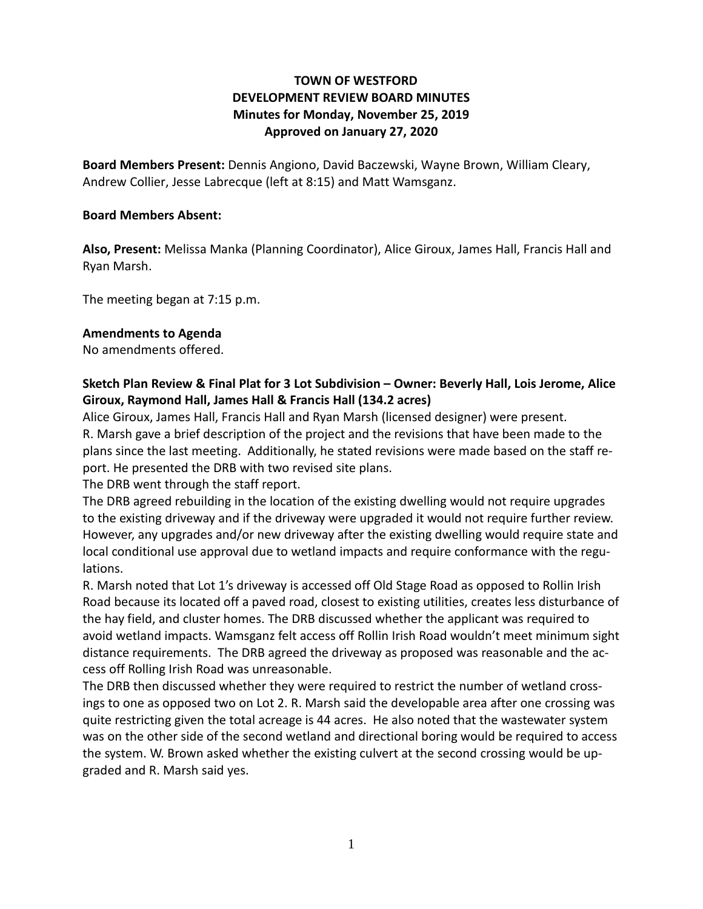# TOWN OF WESTFORD
# DEVELOPMENT REVIEW BOARD MINUTES
## Minutes for Monday, November 25, 2019
## Approved on January 27, 2020

**Board Members Present:** Dennis Angiono, David Baczewski, Wayne Brown, William Cleary, Andrew Collier, Jesse Labrecque (left at 8:15) and Matt Wamsganz.

**Board Members Absent:**

**Also, Present:** Melissa Manka (Planning Coordinator), Alice Giroux, James Hall, Francis Hall and Ryan Marsh.

The meeting began at 7:15 p.m.

**Amendments to Agenda**

No amendments offered.

**Sketch Plan Review & Final Plat for 3 Lot Subdivision – Owner: Beverly Hall, Lois Jerome, Alice Giroux, Raymond Hall, James Hall & Francis Hall (134.2 acres)**

Alice Giroux, James Hall, Francis Hall and Ryan Marsh (licensed designer) were present.

R. Marsh gave a brief description of the project and the revisions that have been made to the plans since the last meeting. Additionally, he stated revisions were made based on the staff report. He presented the DRB with two revised site plans.

The DRB went through the staff report.

The DRB agreed rebuilding in the location of the existing dwelling would not require upgrades to the existing driveway and if the driveway were upgraded it would not require further review. However, any upgrades and/or new driveway after the existing dwelling would require state and local conditional use approval due to wetland impacts and require conformance with the regulations.

R. Marsh noted that Lot 1's driveway is accessed off Old Stage Road as opposed to Rollin Irish Road because its located off a paved road, closest to existing utilities, creates less disturbance of the hay field, and cluster homes. The DRB discussed whether the applicant was required to avoid wetland impacts. Wamsganz felt access off Rollin Irish Road wouldn't meet minimum sight distance requirements. The DRB agreed the driveway as proposed was reasonable and the access off Rolling Irish Road was unreasonable.

The DRB then discussed whether they were required to restrict the number of wetland crossings to one as opposed two on Lot 2. R. Marsh said the developable area after one crossing was quite restricting given the total acreage is 44 acres. He also noted that the wastewater system was on the other side of the second wetland and directional boring would be required to access the system. W. Brown asked whether the existing culvert at the second crossing would be upgraded and R. Marsh said yes.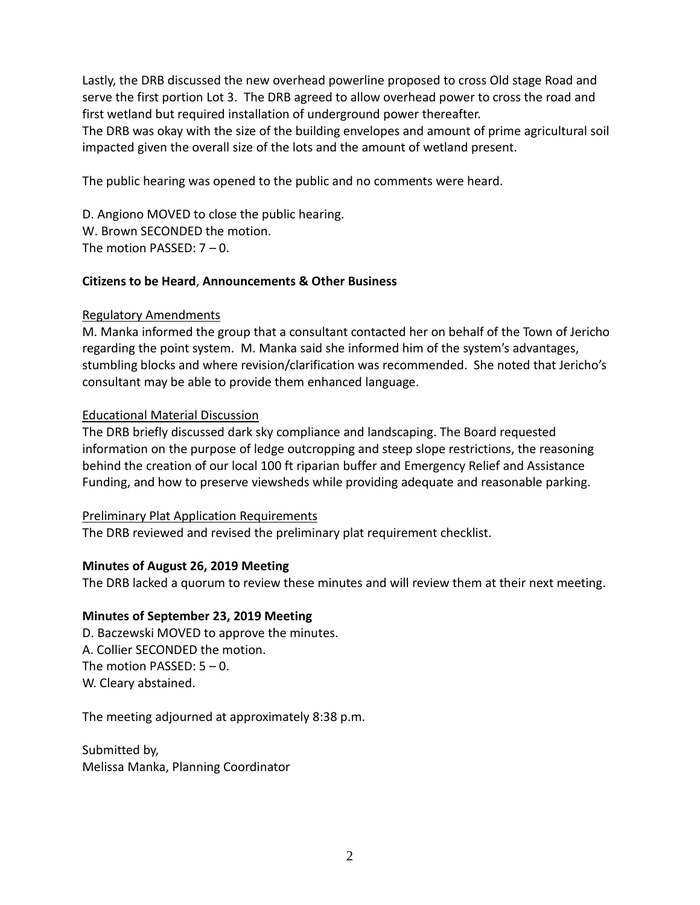Lastly, the DRB discussed the new overhead powerline proposed to cross Old stage Road and serve the first portion Lot 3. The DRB agreed to allow overhead power to cross the road and first wetland but required installation of underground power thereafter.
The DRB was okay with the size of the building envelopes and amount of prime agricultural soil impacted given the overall size of the lots and the amount of wetland present.

The public hearing was opened to the public and no comments were heard.

D. Angiono MOVED to close the public hearing.
W. Brown SECONDED the motion.
The motion PASSED: 7 – 0.

**Citizens to be Heard**, **Announcements & Other Business**

Regulatory Amendments

M. Manka informed the group that a consultant contacted her on behalf of the Town of Jericho regarding the point system. M. Manka said she informed him of the system's advantages, stumbling blocks and where revision/clarification was recommended. She noted that Jericho's consultant may be able to provide them enhanced language.

Educational Material Discussion

The DRB briefly discussed dark sky compliance and landscaping. The Board requested information on the purpose of ledge outcropping and steep slope restrictions, the reasoning behind the creation of our local 100 ft riparian buffer and Emergency Relief and Assistance Funding, and how to preserve viewsheds while providing adequate and reasonable parking.

Preliminary Plat Application Requirements

The DRB reviewed and revised the preliminary plat requirement checklist.

**Minutes of August 26, 2019 Meeting**

The DRB lacked a quorum to review these minutes and will review them at their next meeting.

**Minutes of September 23, 2019 Meeting**

D. Baczewski MOVED to approve the minutes.
A. Collier SECONDED the motion.
The motion PASSED: 5 – 0.
W. Cleary abstained.

The meeting adjourned at approximately 8:38 p.m.

Submitted by,
Melissa Manka, Planning Coordinator